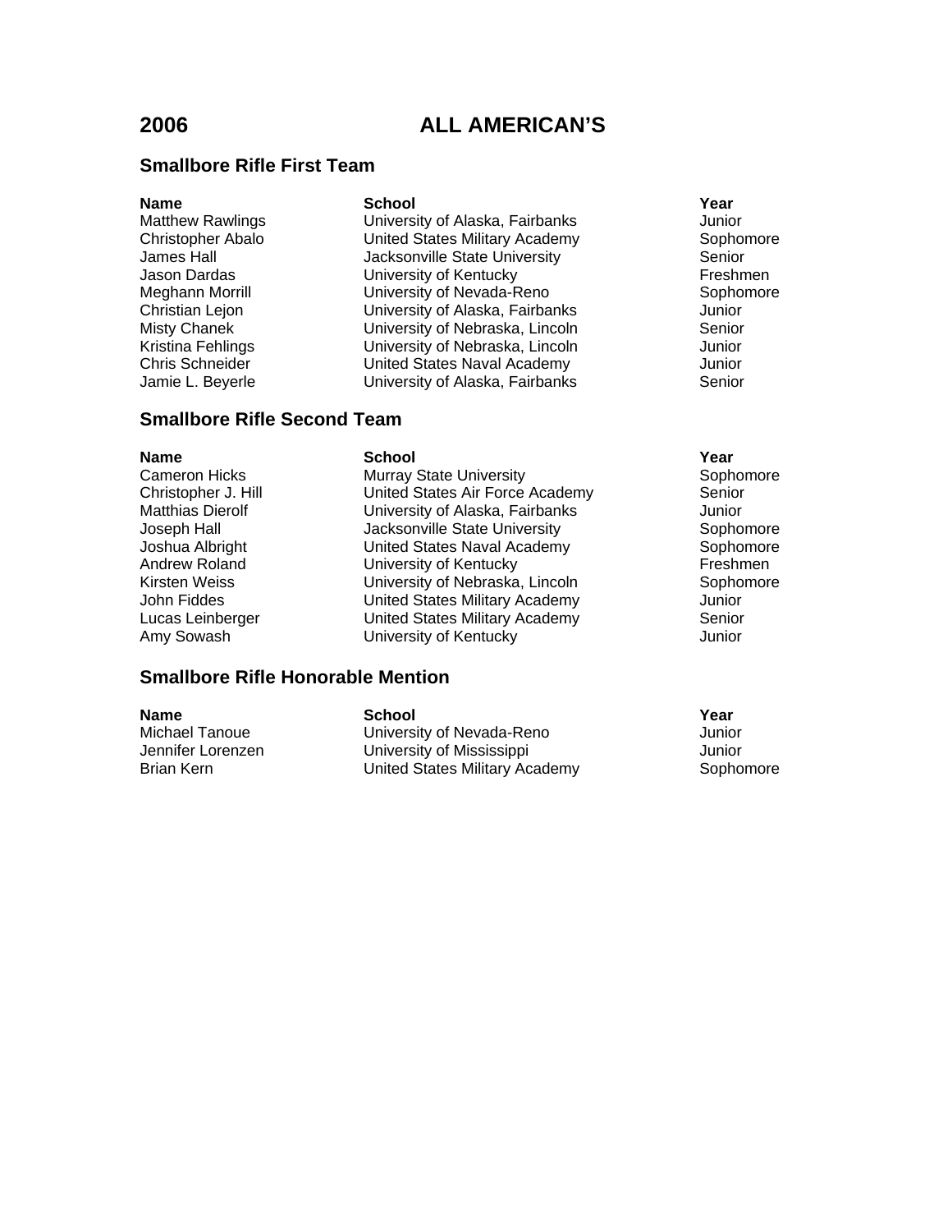# 2006 ALL AMERICAN'S

## Smallbore Rifle First Team

| Name | School | Year |
|---|---|---|
| Matthew Rawlings | University of Alaska, Fairbanks | Junior |
| Christopher Abalo | United States Military Academy | Sophomore |
| James Hall | Jacksonville State University | Senior |
| Jason Dardas | University of Kentucky | Freshmen |
| Meghann Morrill | University of Nevada-Reno | Sophomore |
| Christian Lejon | University of Alaska, Fairbanks | Junior |
| Misty Chanek | University of Nebraska, Lincoln | Senior |
| Kristina Fehlings | University of Nebraska, Lincoln | Junior |
| Chris Schneider | United States Naval Academy | Junior |
| Jamie L. Beyerle | University of Alaska, Fairbanks | Senior |

## Smallbore Rifle Second Team

| Name | School | Year |
|---|---|---|
| Cameron Hicks | Murray State University | Sophomore |
| Christopher J. Hill | United States Air Force Academy | Senior |
| Matthias Dierolf | University of Alaska, Fairbanks | Junior |
| Joseph Hall | Jacksonville State University | Sophomore |
| Joshua Albright | United States Naval Academy | Sophomore |
| Andrew Roland | University of Kentucky | Freshmen |
| Kirsten Weiss | University of Nebraska, Lincoln | Sophomore |
| John Fiddes | United States Military Academy | Junior |
| Lucas Leinberger | United States Military Academy | Senior |
| Amy Sowash | University of Kentucky | Junior |

## Smallbore Rifle Honorable Mention

| Name | School | Year |
|---|---|---|
| Michael Tanoue | University of Nevada-Reno | Junior |
| Jennifer Lorenzen | University of Mississippi | Junior |
| Brian Kern | United States Military Academy | Sophomore |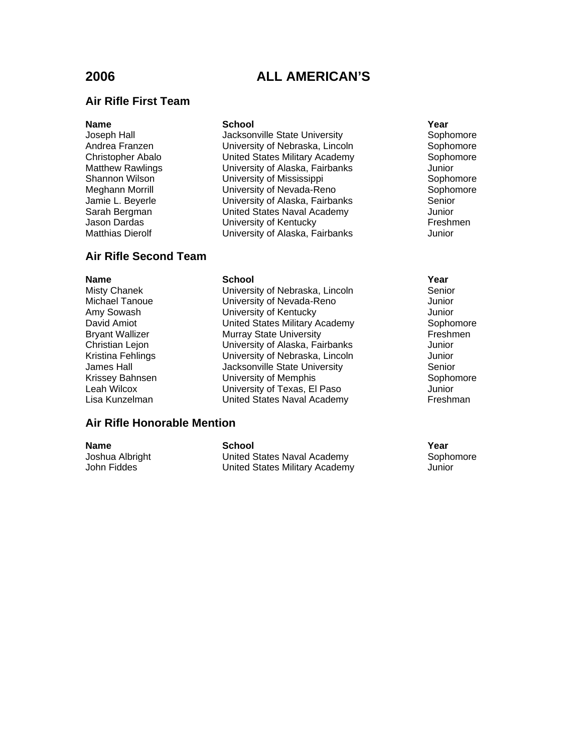# 2006 ALL AMERICAN'S

## Air Rifle First Team

| Name | School | Year |
|---|---|---|
| Joseph Hall | Jacksonville State University | Sophomore |
| Andrea Franzen | University of Nebraska, Lincoln | Sophomore |
| Christopher Abalo | United States Military Academy | Sophomore |
| Matthew Rawlings | University of Alaska, Fairbanks | Junior |
| Shannon Wilson | University of Mississippi | Sophomore |
| Meghann Morrill | University of Nevada-Reno | Sophomore |
| Jamie L. Beyerle | University of Alaska, Fairbanks | Senior |
| Sarah Bergman | United States Naval Academy | Junior |
| Jason Dardas | University of Kentucky | Freshmen |
| Matthias Dierolf | University of Alaska, Fairbanks | Junior |

## Air Rifle Second Team

| Name | School | Year |
|---|---|---|
| Misty Chanek | University of Nebraska, Lincoln | Senior |
| Michael Tanoue | University of Nevada-Reno | Junior |
| Amy Sowash | University of Kentucky | Junior |
| David Amiot | United States Military Academy | Sophomore |
| Bryant Wallizer | Murray State University | Freshmen |
| Christian Lejon | University of Alaska, Fairbanks | Junior |
| Kristina Fehlings | University of Nebraska, Lincoln | Junior |
| James Hall | Jacksonville State University | Senior |
| Krissey Bahnsen | University of Memphis | Sophomore |
| Leah Wilcox | University of Texas, El Paso | Junior |
| Lisa Kunzelman | United States Naval Academy | Freshman |

## Air Rifle Honorable Mention

| Name | School | Year |
|---|---|---|
| Joshua Albright | United States Naval Academy | Sophomore |
| John Fiddes | United States Military Academy | Junior |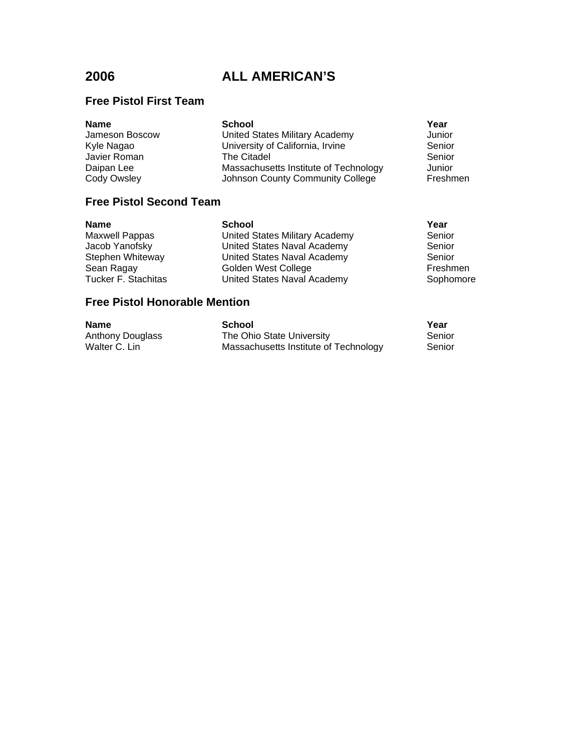# 2006 ALL AMERICAN'S

## Free Pistol First Team

| Name | School | Year |
| --- | --- | --- |
| Jameson Boscow | United States Military Academy | Junior |
| Kyle Nagao | University of California, Irvine | Senior |
| Javier Roman | The Citadel | Senior |
| Daipan Lee | Massachusetts Institute of Technology | Junior |
| Cody Owsley | Johnson County Community College | Freshmen |

## Free Pistol Second Team

| Name | School | Year |
| --- | --- | --- |
| Maxwell Pappas | United States Military Academy | Senior |
| Jacob Yanofsky | United States Naval Academy | Senior |
| Stephen Whiteway | United States Naval Academy | Senior |
| Sean Ragay | Golden West College | Freshmen |
| Tucker F. Stachitas | United States Naval Academy | Sophomore |

## Free Pistol Honorable Mention

| Name | School | Year |
| --- | --- | --- |
| Anthony Douglass | The Ohio State University | Senior |
| Walter C. Lin | Massachusetts Institute of Technology | Senior |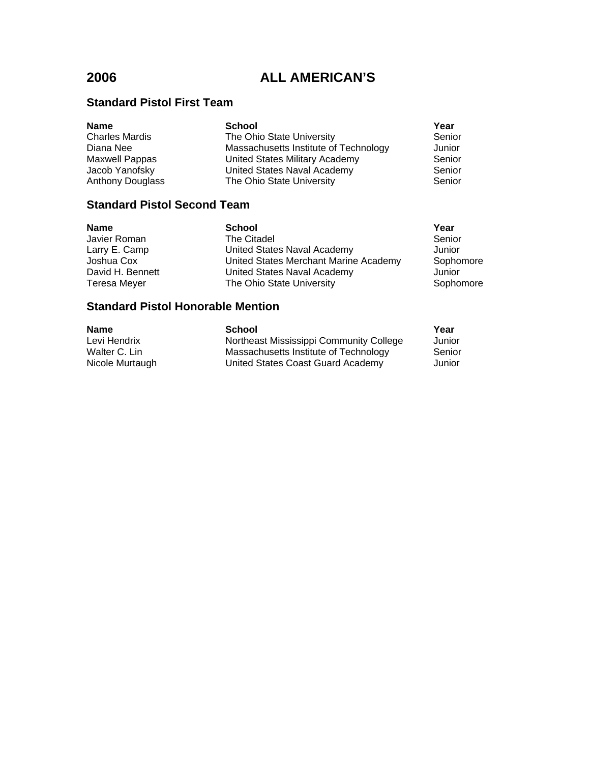# 2006 ALL AMERICAN'S

## Standard Pistol First Team

| Name | School | Year |
|---|---|---|
| Charles Mardis | The Ohio State University | Senior |
| Diana Nee | Massachusetts Institute of Technology | Junior |
| Maxwell Pappas | United States Military Academy | Senior |
| Jacob Yanofsky | United States Naval Academy | Senior |
| Anthony Douglass | The Ohio State University | Senior |

## Standard Pistol Second Team

| Name | School | Year |
|---|---|---|
| Javier Roman | The Citadel | Senior |
| Larry E. Camp | United States Naval Academy | Junior |
| Joshua Cox | United States Merchant Marine Academy | Sophomore |
| David H. Bennett | United States Naval Academy | Junior |
| Teresa Meyer | The Ohio State University | Sophomore |

## Standard Pistol Honorable Mention

| Name | School | Year |
|---|---|---|
| Levi Hendrix | Northeast Mississippi Community College | Junior |
| Walter C. Lin | Massachusetts Institute of Technology | Senior |
| Nicole Murtaugh | United States Coast Guard Academy | Junior |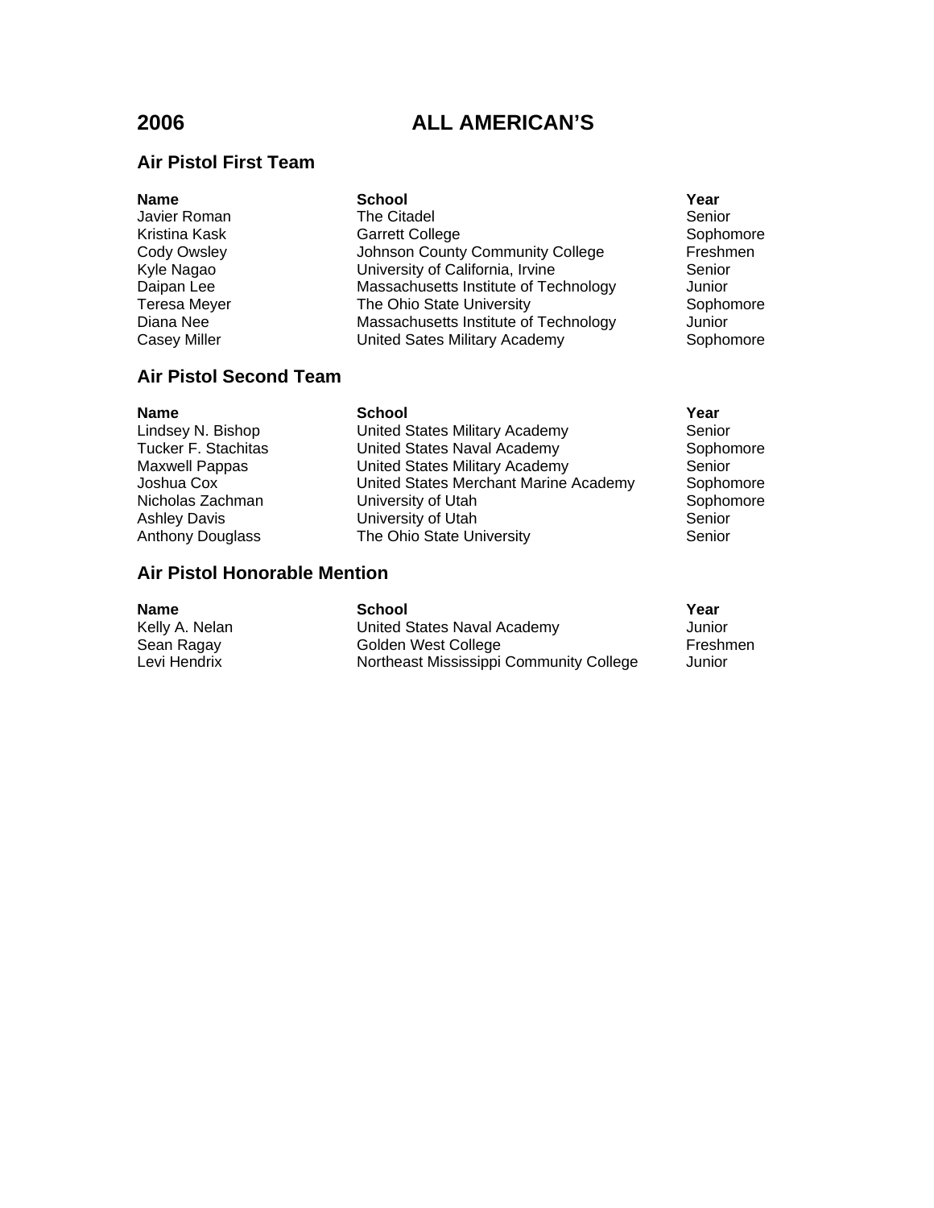# 2006 ALL AMERICAN'S

## Air Pistol First Team

| Name | School | Year |
|---|---|---|
| Javier Roman | The Citadel | Senior |
| Kristina Kask | Garrett College | Sophomore |
| Cody Owsley | Johnson County Community College | Freshmen |
| Kyle Nagao | University of California, Irvine | Senior |
| Daipan Lee | Massachusetts Institute of Technology | Junior |
| Teresa Meyer | The Ohio State University | Sophomore |
| Diana Nee | Massachusetts Institute of Technology | Junior |
| Casey Miller | United Sates Military Academy | Sophomore |

## Air Pistol Second Team

| Name | School | Year |
|---|---|---|
| Lindsey N. Bishop | United States Military Academy | Senior |
| Tucker F. Stachitas | United States Naval Academy | Sophomore |
| Maxwell Pappas | United States Military Academy | Senior |
| Joshua Cox | United States Merchant Marine Academy | Sophomore |
| Nicholas Zachman | University of Utah | Sophomore |
| Ashley Davis | University of Utah | Senior |
| Anthony Douglass | The Ohio State University | Senior |

## Air Pistol Honorable Mention

| Name | School | Year |
|---|---|---|
| Kelly A. Nelan | United States Naval Academy | Junior |
| Sean Ragay | Golden West College | Freshmen |
| Levi Hendrix | Northeast Mississippi Community College | Junior |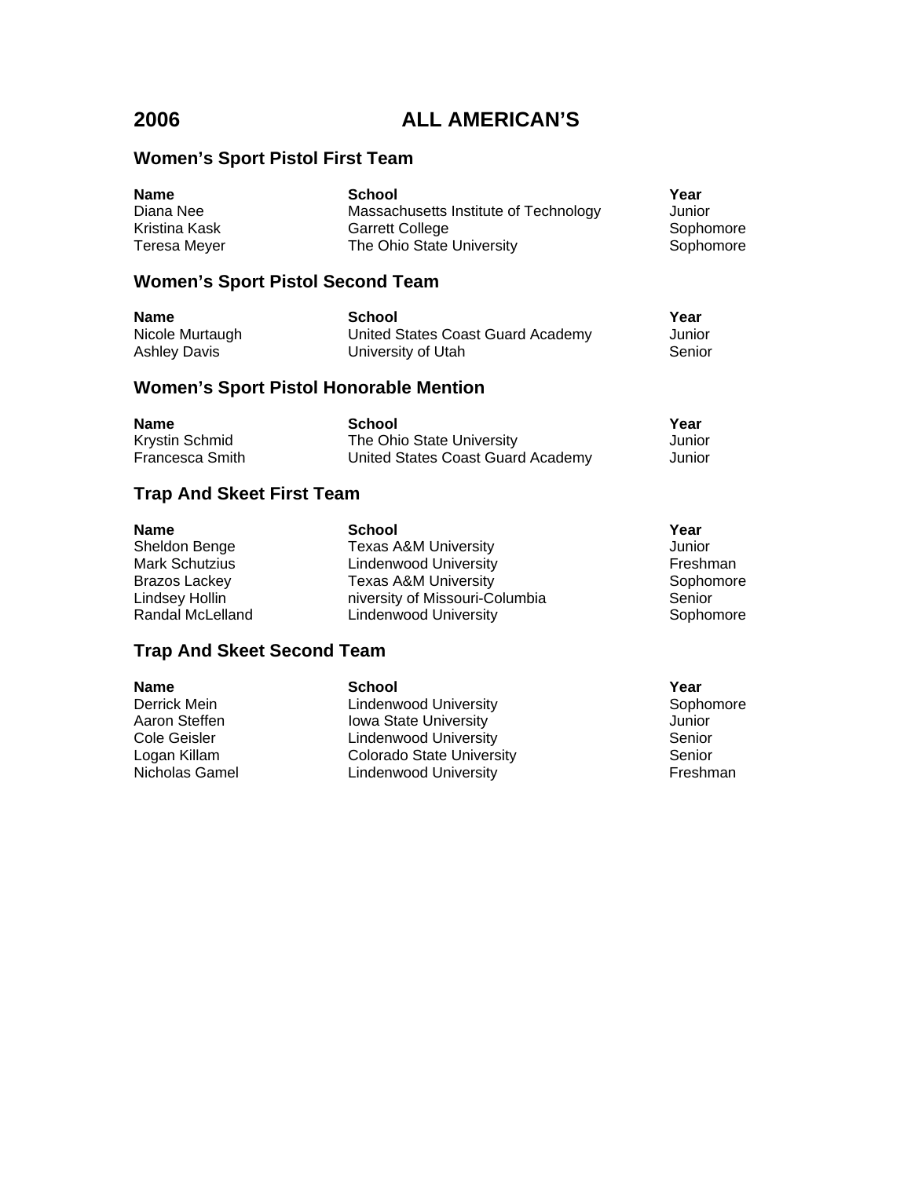# 2006 ALL AMERICAN'S

## Women's Sport Pistol First Team

| Name | School | Year |
|---|---|---|
| Diana Nee | Massachusetts Institute of Technology | Junior |
| Kristina Kask | Garrett College | Sophomore |
| Teresa Meyer | The Ohio State University | Sophomore |

## Women's Sport Pistol Second Team

| Name | School | Year |
|---|---|---|
| Nicole Murtaugh | United States Coast Guard Academy | Junior |
| Ashley Davis | University of Utah | Senior |

## Women's Sport Pistol Honorable Mention

| Name | School | Year |
|---|---|---|
| Krystin Schmid | The Ohio State University | Junior |
| Francesca Smith | United States Coast Guard Academy | Junior |

## Trap And Skeet First Team

| Name | School | Year |
|---|---|---|
| Sheldon Benge | Texas A&M University | Junior |
| Mark Schutzius | Lindenwood University | Freshman |
| Brazos Lackey | Texas A&M University | Sophomore |
| Lindsey Hollin | niversity of Missouri-Columbia | Senior |
| Randal McLelland | Lindenwood University | Sophomore |

## Trap And Skeet Second Team

| Name | School | Year |
|---|---|---|
| Derrick Mein | Lindenwood University | Sophomore |
| Aaron Steffen | Iowa State University | Junior |
| Cole Geisler | Lindenwood University | Senior |
| Logan Killam | Colorado State University | Senior |
| Nicholas Gamel | Lindenwood University | Freshman |